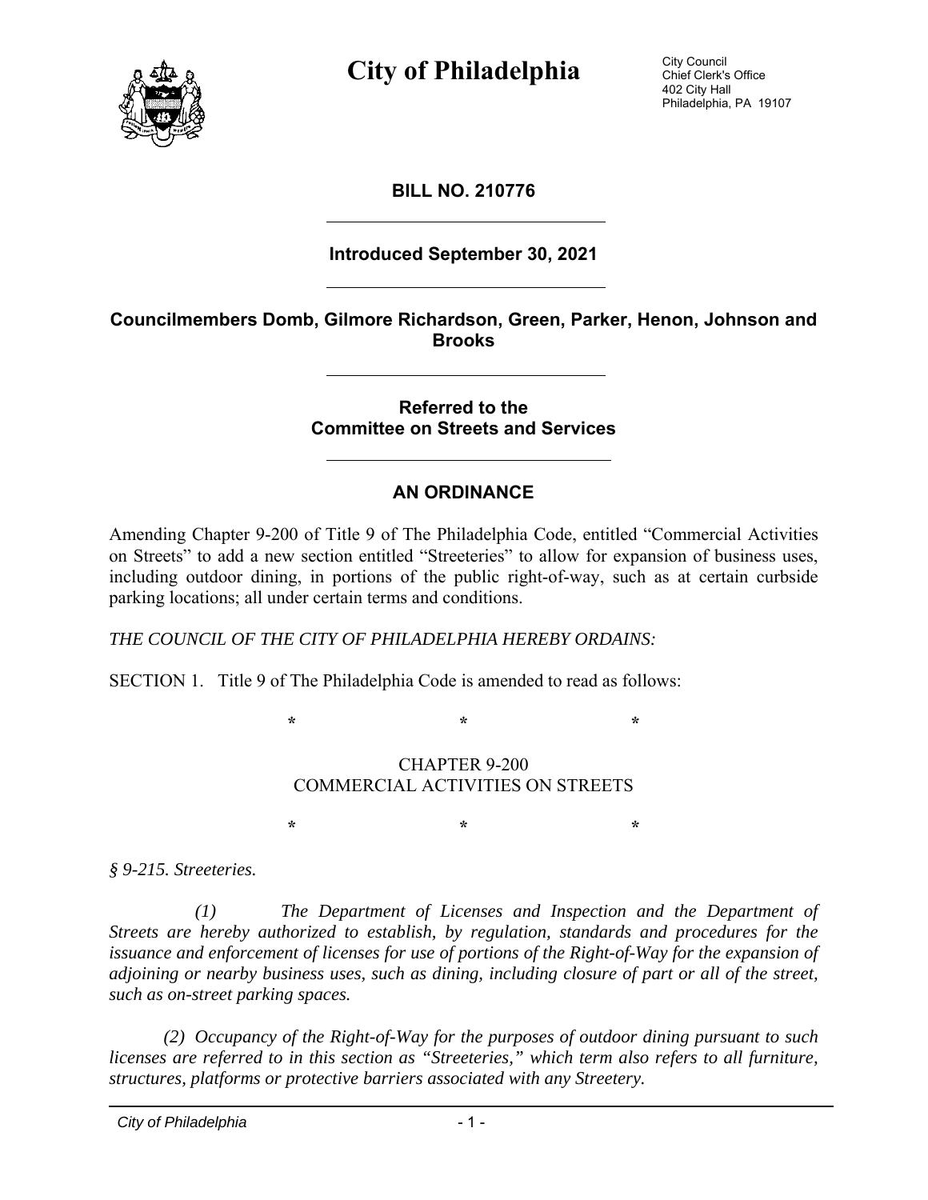# City of Philadelphia

City Council
Chief Clerk's Office
402 City Hall
Philadelphia, PA 19107

## BILL NO. 210776

**Introduced September 30, 2021**

**Councilmembers Domb, Gilmore Richardson, Green, Parker, Henon, Johnson and Brooks**

**Referred to the Committee on Streets and Services**

## AN ORDINANCE

Amending Chapter 9-200 of Title 9 of The Philadelphia Code, entitled "Commercial Activities on Streets" to add a new section entitled "Streeteries" to allow for expansion of business uses, including outdoor dining, in portions of the public right-of-way, such as at certain curbside parking locations; all under certain terms and conditions.

*THE COUNCIL OF THE CITY OF PHILADELPHIA HEREBY ORDAINS:*

SECTION 1. Title 9 of The Philadelphia Code is amended to read as follows:

\* \* \*

CHAPTER 9-200
COMMERCIAL ACTIVITIES ON STREETS

\* \* \*

*§ 9-215. Streeteries.*

*(1) The Department of Licenses and Inspection and the Department of Streets are hereby authorized to establish, by regulation, standards and procedures for the issuance and enforcement of licenses for use of portions of the Right-of-Way for the expansion of adjoining or nearby business uses, such as dining, including closure of part or all of the street, such as on-street parking spaces.*

*(2) Occupancy of the Right-of-Way for the purposes of outdoor dining pursuant to such licenses are referred to in this section as "Streeteries," which term also refers to all furniture, structures, platforms or protective barriers associated with any Streetery.*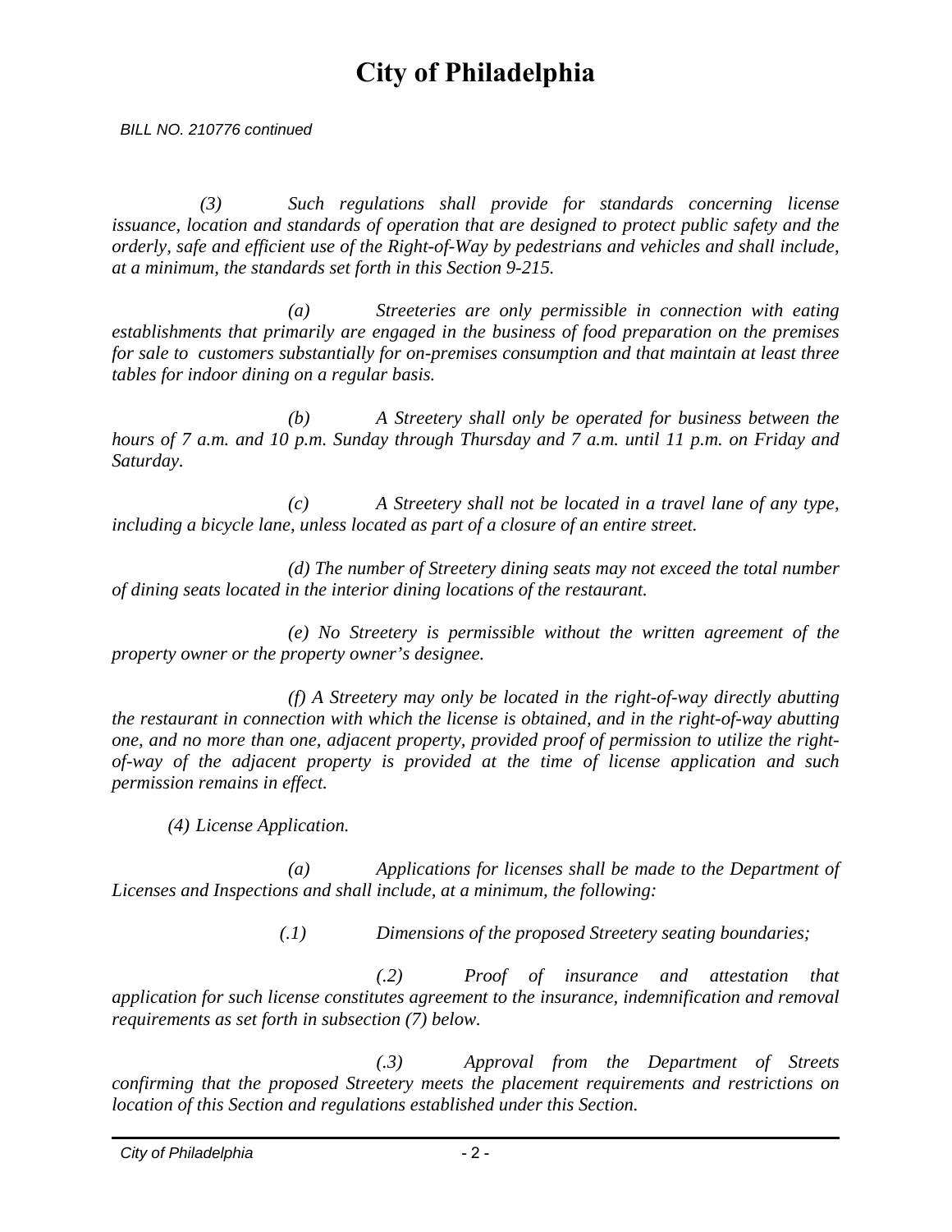*(3) Such regulations shall provide for standards concerning license issuance, location and standards of operation that are designed to protect public safety and the orderly, safe and efficient use of the Right-of-Way by pedestrians and vehicles and shall include, at a minimum, the standards set forth in this Section 9-215.*

*(a) Streeteries are only permissible in connection with eating establishments that primarily are engaged in the business of food preparation on the premises for sale to customers substantially for on-premises consumption and that maintain at least three tables for indoor dining on a regular basis.*

*(b) A Streetery shall only be operated for business between the hours of 7 a.m. and 10 p.m. Sunday through Thursday and 7 a.m. until 11 p.m. on Friday and Saturday.*

*(c) A Streetery shall not be located in a travel lane of any type, including a bicycle lane, unless located as part of a closure of an entire street.*

*(d) The number of Streetery dining seats may not exceed the total number of dining seats located in the interior dining locations of the restaurant.*

*(e) No Streetery is permissible without the written agreement of the property owner or the property owner's designee.*

*(f) A Streetery may only be located in the right-of-way directly abutting the restaurant in connection with which the license is obtained, and in the right-of-way abutting one, and no more than one, adjacent property, provided proof of permission to utilize the right-of-way of the adjacent property is provided at the time of license application and such permission remains in effect.*

*(4) License Application.*

*(a) Applications for licenses shall be made to the Department of Licenses and Inspections and shall include, at a minimum, the following:*

*(.1) Dimensions of the proposed Streetery seating boundaries;*

*(.2) Proof of insurance and attestation that application for such license constitutes agreement to the insurance, indemnification and removal requirements as set forth in subsection (7) below.*

*(.3) Approval from the Department of Streets confirming that the proposed Streetery meets the placement requirements and restrictions on location of this Section and regulations established under this Section.*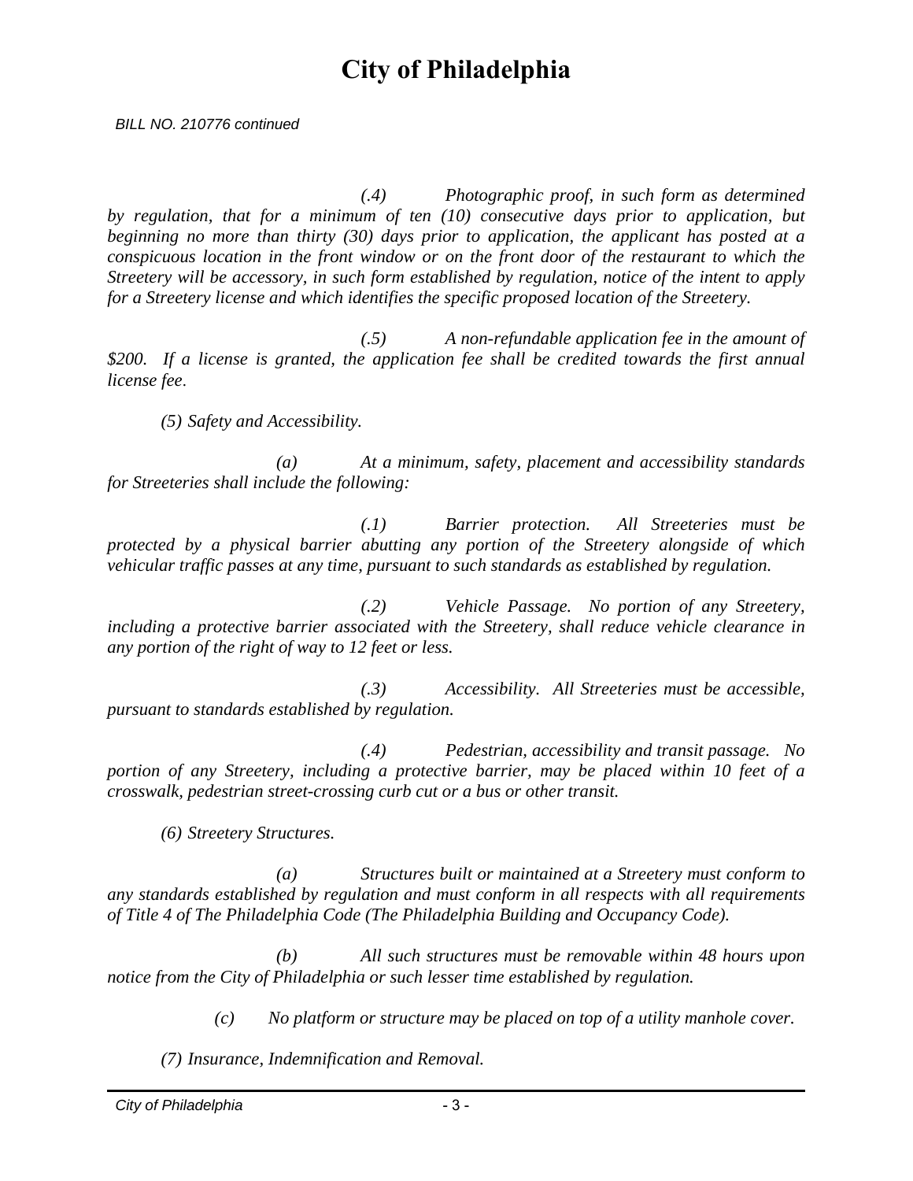*BILL NO. 210776 continued*

*(.4) Photographic proof, in such form as determined by regulation, that for a minimum of ten (10) consecutive days prior to application, but beginning no more than thirty (30) days prior to application, the applicant has posted at a conspicuous location in the front window or on the front door of the restaurant to which the Streetery will be accessory, in such form established by regulation, notice of the intent to apply for a Streetery license and which identifies the specific proposed location of the Streetery.*

*(.5) A non-refundable application fee in the amount of $200. If a license is granted, the application fee shall be credited towards the first annual license fee.*

*(5) Safety and Accessibility.*

*(a) At a minimum, safety, placement and accessibility standards for Streeteries shall include the following:*

*(.1) Barrier protection. All Streeteries must be protected by a physical barrier abutting any portion of the Streetery alongside of which vehicular traffic passes at any time, pursuant to such standards as established by regulation.*

*(.2) Vehicle Passage. No portion of any Streetery, including a protective barrier associated with the Streetery, shall reduce vehicle clearance in any portion of the right of way to 12 feet or less.*

*(.3) Accessibility. All Streeteries must be accessible, pursuant to standards established by regulation.*

*(.4) Pedestrian, accessibility and transit passage. No portion of any Streetery, including a protective barrier, may be placed within 10 feet of a crosswalk, pedestrian street-crossing curb cut or a bus or other transit.*

*(6) Streetery Structures.*

*(a) Structures built or maintained at a Streetery must conform to any standards established by regulation and must conform in all respects with all requirements of Title 4 of The Philadelphia Code (The Philadelphia Building and Occupancy Code).*

*(b) All such structures must be removable within 48 hours upon notice from the City of Philadelphia or such lesser time established by regulation.*

*(c) No platform or structure may be placed on top of a utility manhole cover.*

*(7) Insurance, Indemnification and Removal.*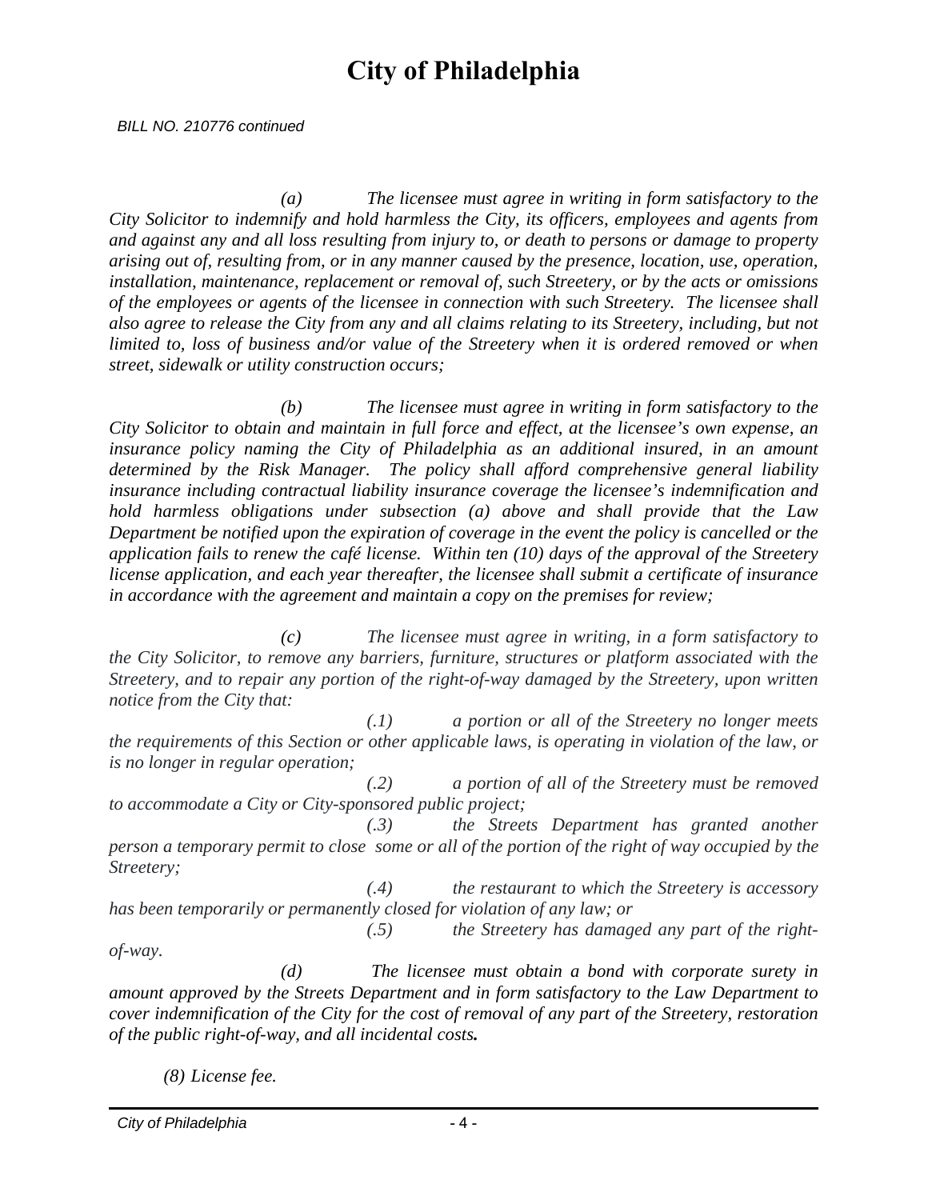*(a) The licensee must agree in writing in form satisfactory to the City Solicitor to indemnify and hold harmless the City, its officers, employees and agents from and against any and all loss resulting from injury to, or death to persons or damage to property arising out of, resulting from, or in any manner caused by the presence, location, use, operation, installation, maintenance, replacement or removal of, such Streetery, or by the acts or omissions of the employees or agents of the licensee in connection with such Streetery. The licensee shall also agree to release the City from any and all claims relating to its Streetery, including, but not limited to, loss of business and/or value of the Streetery when it is ordered removed or when street, sidewalk or utility construction occurs;*

*(b) The licensee must agree in writing in form satisfactory to the City Solicitor to obtain and maintain in full force and effect, at the licensee's own expense, an insurance policy naming the City of Philadelphia as an additional insured, in an amount determined by the Risk Manager. The policy shall afford comprehensive general liability insurance including contractual liability insurance coverage the licensee's indemnification and hold harmless obligations under subsection (a) above and shall provide that the Law Department be notified upon the expiration of coverage in the event the policy is cancelled or the application fails to renew the café license. Within ten (10) days of the approval of the Streetery license application, and each year thereafter, the licensee shall submit a certificate of insurance in accordance with the agreement and maintain a copy on the premises for review;*

*(c) The licensee must agree in writing, in a form satisfactory to the City Solicitor, to remove any barriers, furniture, structures or platform associated with the Streetery, and to repair any portion of the right-of-way damaged by the Streetery, upon written notice from the City that:*

*(.1) a portion or all of the Streetery no longer meets the requirements of this Section or other applicable laws, is operating in violation of the law, or is no longer in regular operation;*

*(.2) a portion of all of the Streetery must be removed to accommodate a City or City-sponsored public project;*

*(.3) the Streets Department has granted another person a temporary permit to close some or all of the portion of the right of way occupied by the Streetery;*

*(.4) the restaurant to which the Streetery is accessory has been temporarily or permanently closed for violation of any law; or*

*(.5) the Streetery has damaged any part of the right-of-way.*

*(d) The licensee must obtain a bond with corporate surety in amount approved by the Streets Department and in form satisfactory to the Law Department to cover indemnification of the City for the cost of removal of any part of the Streetery, restoration of the public right-of-way, and all incidental costs.*

*(8) License fee.*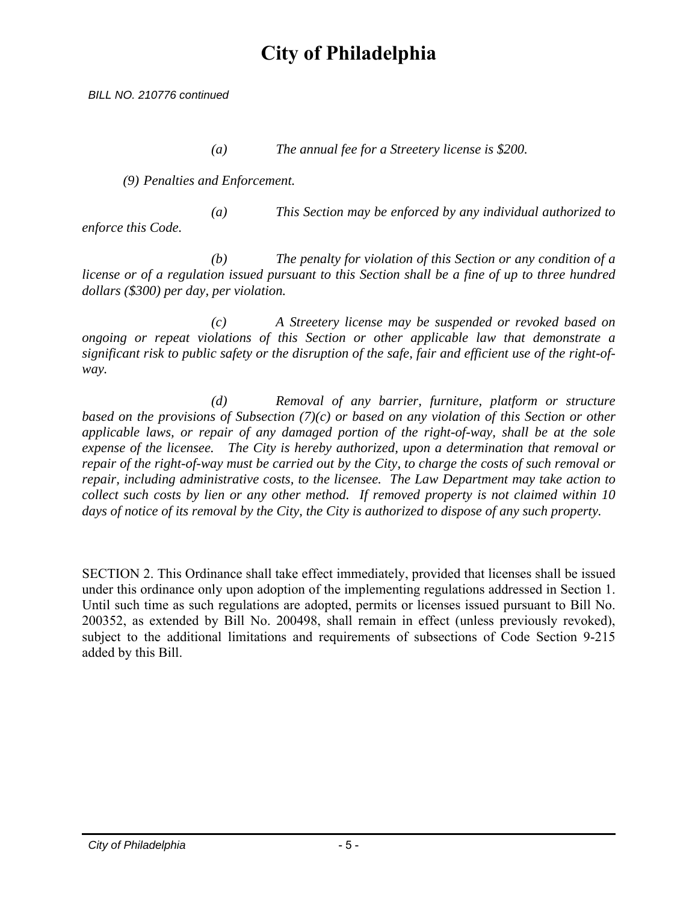*(a) The annual fee for a Streetery license is $200.*

*(9) Penalties and Enforcement.*

*(a) This Section may be enforced by any individual authorized to enforce this Code.*

*(b) The penalty for violation of this Section or any condition of a license or of a regulation issued pursuant to this Section shall be a fine of up to three hundred dollars ($300) per day, per violation.*

*(c) A Streetery license may be suspended or revoked based on ongoing or repeat violations of this Section or other applicable law that demonstrate a significant risk to public safety or the disruption of the safe, fair and efficient use of the right-of-way.*

*(d) Removal of any barrier, furniture, platform or structure based on the provisions of Subsection (7)(c) or based on any violation of this Section or other applicable laws, or repair of any damaged portion of the right-of-way, shall be at the sole expense of the licensee. The City is hereby authorized, upon a determination that removal or repair of the right-of-way must be carried out by the City, to charge the costs of such removal or repair, including administrative costs, to the licensee. The Law Department may take action to collect such costs by lien or any other method. If removed property is not claimed within 10 days of notice of its removal by the City, the City is authorized to dispose of any such property.*

SECTION 2. This Ordinance shall take effect immediately, provided that licenses shall be issued under this ordinance only upon adoption of the implementing regulations addressed in Section 1. Until such time as such regulations are adopted, permits or licenses issued pursuant to Bill No. 200352, as extended by Bill No. 200498, shall remain in effect (unless previously revoked), subject to the additional limitations and requirements of subsections of Code Section 9-215 added by this Bill.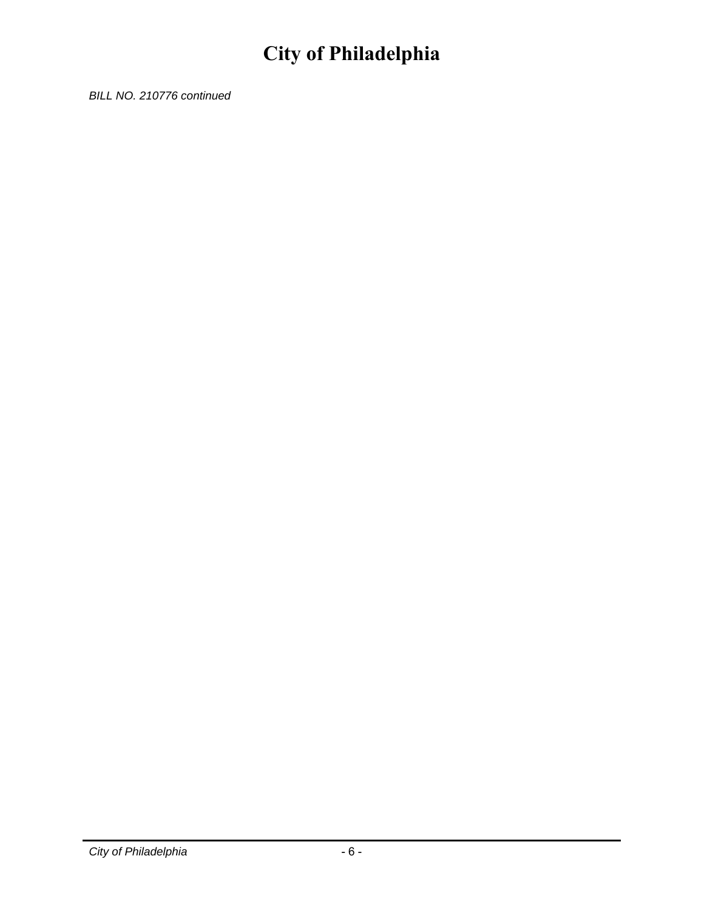BILL NO. 210776 continued